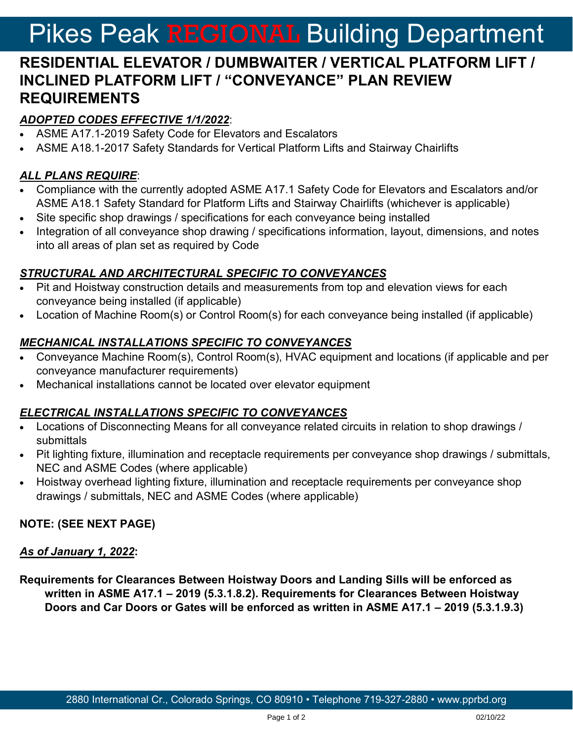# Pikes Peak REGIONAL Building Department

## RESIDENTIAL ELEVATOR / DUMBWAITER / VERTICAL PLATFORM LIFT / INCLINED PLATFORM LIFT / "CONVEYANCE" PLAN REVIEW REQUIREMENTS

***ADOPTED CODES EFFECTIVE 1/1/2022***:

- ASME A17.1-2019 Safety Code for Elevators and Escalators
- ASME A18.1-2017 Safety Standards for Vertical Platform Lifts and Stairway Chairlifts

***ALL PLANS REQUIRE***:

- Compliance with the currently adopted ASME A17.1 Safety Code for Elevators and Escalators and/or ASME A18.1 Safety Standard for Platform Lifts and Stairway Chairlifts (whichever is applicable)
- Site specific shop drawings / specifications for each conveyance being installed
- Integration of all conveyance shop drawing / specifications information, layout, dimensions, and notes into all areas of plan set as required by Code

***STRUCTURAL AND ARCHITECTURAL SPECIFIC TO CONVEYANCES***

- Pit and Hoistway construction details and measurements from top and elevation views for each conveyance being installed (if applicable)
- Location of Machine Room(s) or Control Room(s) for each conveyance being installed (if applicable)

***MECHANICAL INSTALLATIONS SPECIFIC TO CONVEYANCES***

- Conveyance Machine Room(s), Control Room(s), HVAC equipment and locations (if applicable and per conveyance manufacturer requirements)
- Mechanical installations cannot be located over elevator equipment

***ELECTRICAL INSTALLATIONS SPECIFIC TO CONVEYANCES***

- Locations of Disconnecting Means for all conveyance related circuits in relation to shop drawings / submittals
- Pit lighting fixture, illumination and receptacle requirements per conveyance shop drawings / submittals, NEC and ASME Codes (where applicable)
- Hoistway overhead lighting fixture, illumination and receptacle requirements per conveyance shop drawings / submittals, NEC and ASME Codes (where applicable)

**NOTE: (SEE NEXT PAGE)**

***As of January 1, 2022*:**

**Requirements for Clearances Between Hoistway Doors and Landing Sills will be enforced as written in ASME A17.1 – 2019 (5.3.1.8.2). Requirements for Clearances Between Hoistway Doors and Car Doors or Gates will be enforced as written in ASME A17.1 – 2019 (5.3.1.9.3)**

2880 International Cr., Colorado Springs, CO 80910 • Telephone 719-327-2880 • www.pprbd.org

02/10/22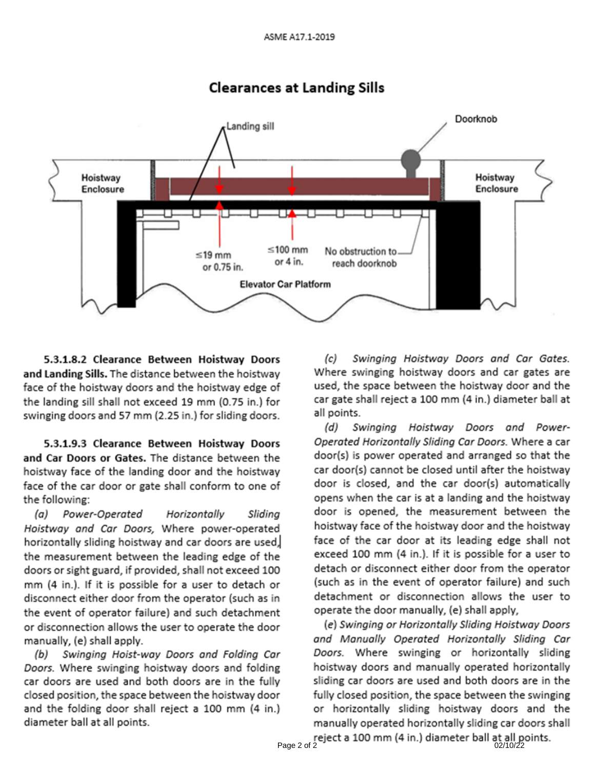## Clearances at Landing Sills

Landing sill

Doorknob

Hoistway Enclosure

Hoistway Enclosure

≤19 mm or 0.75 in.

≤100 mm or 4 in.

No obstruction to reach doorknob

Elevator Car Platform

**5.3.1.8.2 Clearance Between Hoistway Doors and Landing Sills.** The distance between the hoistway face of the hoistway doors and the hoistway edge of the landing sill shall not exceed 19 mm (0.75 in.) for swinging doors and 57 mm (2.25 in.) for sliding doors.

**5.3.1.9.3 Clearance Between Hoistway Doors and Car Doors or Gates.** The distance between the hoistway face of the landing door and the hoistway face of the car door or gate shall conform to one of the following:

(a) *Power-Operated Horizontally Sliding Hoistway and Car Doors,* Where power-operated horizontally sliding hoistway and car doors are used, the measurement between the leading edge of the doors or sight guard, if provided, shall not exceed 100 mm (4 in.). If it is possible for a user to detach or disconnect either door from the operator (such as in the event of operator failure) and such detachment or disconnection allows the user to operate the door manually, (e) shall apply.

(b) *Swinging Hoist-way Doors and Folding Car Doors.* Where swinging hoistway doors and folding car doors are used and both doors are in the fully closed position, the space between the hoistway door and the folding door shall reject a 100 mm (4 in.) diameter ball at all points.

(c) *Swinging Hoistway Doors and Car Gates.* Where swinging hoistway doors and car gates are used, the space between the hoistway door and the car gate shall reject a 100 mm (4 in.) diameter ball at all points.

(d) *Swinging Hoistway Doors and Power-Operated Horizontally Sliding Car Doors.* Where a car door(s) is power operated and arranged so that the car door(s) cannot be closed until after the hoistway door is closed, and the car door(s) automatically opens when the car is at a landing and the hoistway door is opened, the measurement between the hoistway face of the hoistway door and the hoistway face of the car door at its leading edge shall not exceed 100 mm (4 in.). If it is possible for a user to detach or disconnect either door from the operator (such as in the event of operator failure) and such detachment or disconnection allows the user to operate the door manually, (e) shall apply,

(e) *Swinging or Horizontally Sliding Hoistway Doors and Manually Operated Horizontally Sliding Car Doors.* Where swinging or horizontally sliding hoistway doors and manually operated horizontally sliding car doors are used and both doors are in the fully closed position, the space between the swinging or horizontally sliding hoistway doors and the manually operated horizontally sliding car doors shall reject a 100 mm (4 in.) diameter ball at all points.